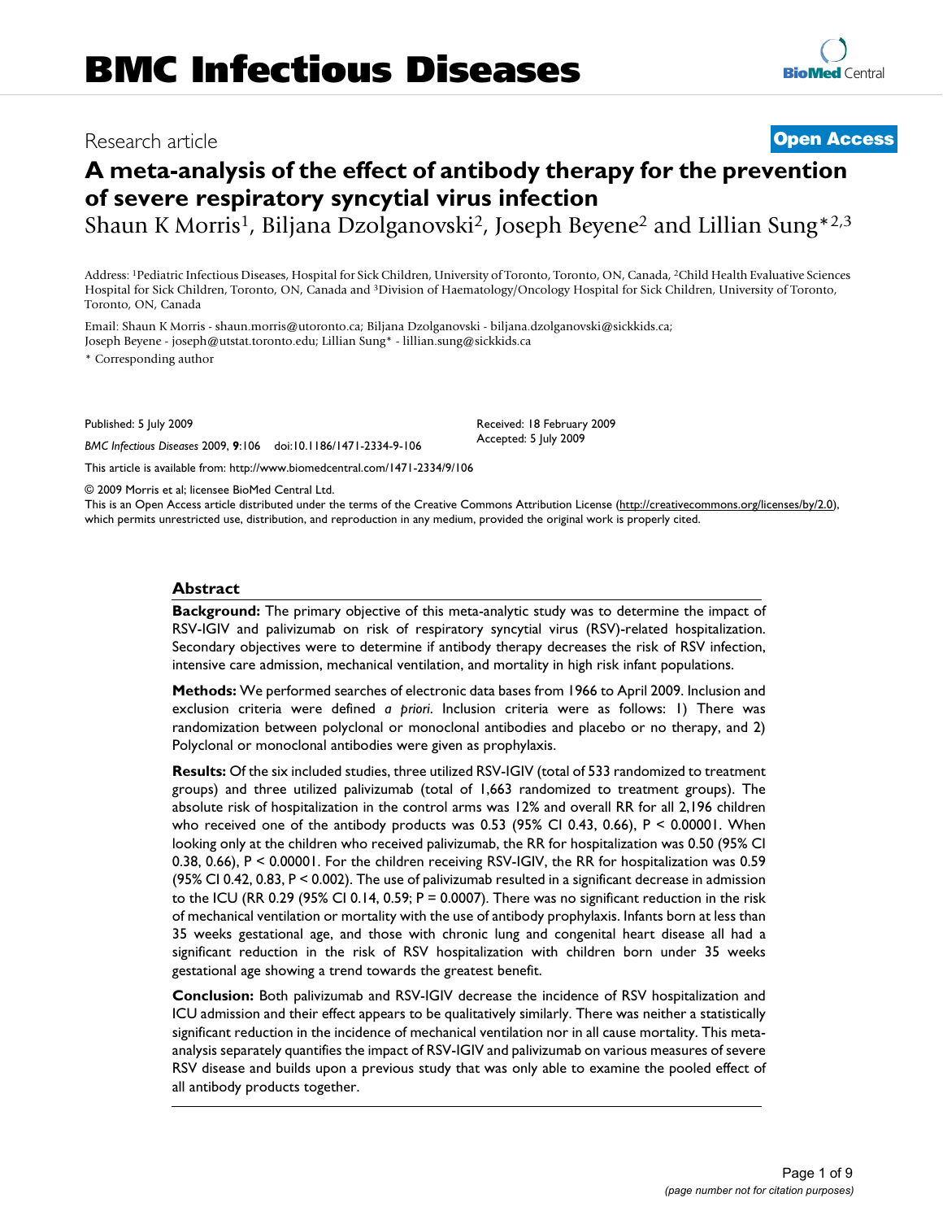# BMC Infectious Diseases

Research article

**Open Access**

# A meta-analysis of the effect of antibody therapy for the prevention of severe respiratory syncytial virus infection

Shaun K Morris[1], Biljana Dzolganovski[2], Joseph Beyene[2] and Lillian Sung*[2,3]

Address: [1]Pediatric Infectious Diseases, Hospital for Sick Children, University of Toronto, Toronto, ON, Canada, [2]Child Health Evaluative Sciences Hospital for Sick Children, Toronto, ON, Canada and [3]Division of Haematology/Oncology Hospital for Sick Children, University of Toronto, Toronto, ON, Canada

Email: Shaun K Morris - shaun.morris@utoronto.ca; Biljana Dzolganovski - biljana.dzolganovski@sickkids.ca; Joseph Beyene - joseph@utstat.toronto.edu; Lillian Sung* - lillian.sung@sickkids.ca

\* Corresponding author

Published: 5 July 2009

*BMC Infectious Diseases* 2009, **9**:106 doi:10.1186/1471-2334-9-106

Received: 18 February 2009
Accepted: 5 July 2009

This article is available from: http://www.biomedcentral.com/1471-2334/9/106

© 2009 Morris et al; licensee BioMed Central Ltd.

This is an Open Access article distributed under the terms of the Creative Commons Attribution License (http://creativecommons.org/licenses/by/2.0), which permits unrestricted use, distribution, and reproduction in any medium, provided the original work is properly cited.

## Abstract

**Background:** The primary objective of this meta-analytic study was to determine the impact of RSV-IGIV and palivizumab on risk of respiratory syncytial virus (RSV)-related hospitalization. Secondary objectives were to determine if antibody therapy decreases the risk of RSV infection, intensive care admission, mechanical ventilation, and mortality in high risk infant populations.

**Methods:** We performed searches of electronic data bases from 1966 to April 2009. Inclusion and exclusion criteria were defined *a priori*. Inclusion criteria were as follows: 1) There was randomization between polyclonal or monoclonal antibodies and placebo or no therapy, and 2) Polyclonal or monoclonal antibodies were given as prophylaxis.

**Results:** Of the six included studies, three utilized RSV-IGIV (total of 533 randomized to treatment groups) and three utilized palivizumab (total of 1,663 randomized to treatment groups). The absolute risk of hospitalization in the control arms was 12% and overall RR for all 2,196 children who received one of the antibody products was 0.53 (95% CI 0.43, 0.66), $P < 0.00001$. When looking only at the children who received palivizumab, the RR for hospitalization was 0.50 (95% CI 0.38, 0.66), $P < 0.00001$. For the children receiving RSV-IGIV, the RR for hospitalization was 0.59 (95% CI 0.42, 0.83, $P < 0.002$). The use of palivizumab resulted in a significant decrease in admission to the ICU (RR 0.29 (95% CI 0.14, 0.59; $P = 0.0007$). There was no significant reduction in the risk of mechanical ventilation or mortality with the use of antibody prophylaxis. Infants born at less than 35 weeks gestational age, and those with chronic lung and congenital heart disease all had a significant reduction in the risk of RSV hospitalization with children born under 35 weeks gestational age showing a trend towards the greatest benefit.

**Conclusion:** Both palivizumab and RSV-IGIV decrease the incidence of RSV hospitalization and ICU admission and their effect appears to be qualitatively similarly. There was neither a statistically significant reduction in the incidence of mechanical ventilation nor in all cause mortality. This meta-analysis separately quantifies the impact of RSV-IGIV and palivizumab on various measures of severe RSV disease and builds upon a previous study that was only able to examine the pooled effect of all antibody products together.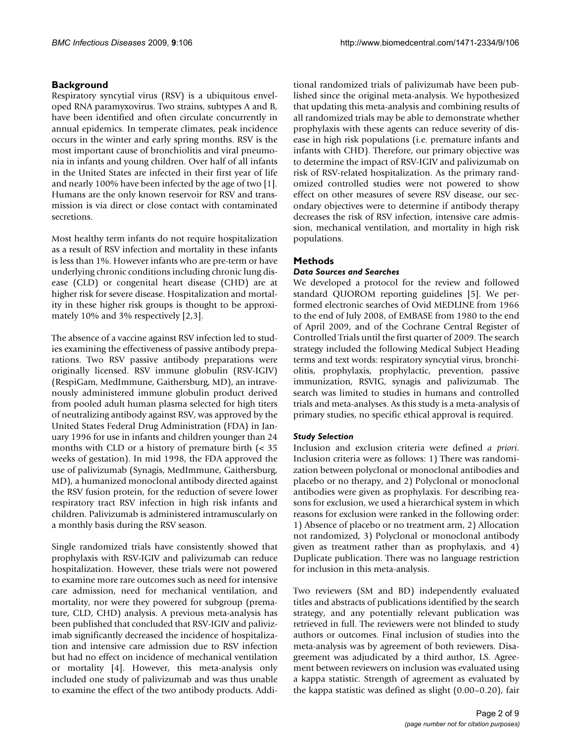## Background

Respiratory syncytial virus (RSV) is a ubiquitous enveloped RNA paramyxovirus. Two strains, subtypes A and B, have been identified and often circulate concurrently in annual epidemics. In temperate climates, peak incidence occurs in the winter and early spring months. RSV is the most important cause of bronchiolitis and viral pneumonia in infants and young children. Over half of all infants in the United States are infected in their first year of life and nearly 100% have been infected by the age of two [1]. Humans are the only known reservoir for RSV and transmission is via direct or close contact with contaminated secretions.

Most healthy term infants do not require hospitalization as a result of RSV infection and mortality in these infants is less than 1%. However infants who are pre-term or have underlying chronic conditions including chronic lung disease (CLD) or congenital heart disease (CHD) are at higher risk for severe disease. Hospitalization and mortality in these higher risk groups is thought to be approximately 10% and 3% respectively [2,3].

The absence of a vaccine against RSV infection led to studies examining the effectiveness of passive antibody preparations. Two RSV passive antibody preparations were originally licensed. RSV immune globulin (RSV-IGIV) (RespiGam, MedImmune, Gaithersburg, MD), an intravenously administered immune globulin product derived from pooled adult human plasma selected for high titers of neutralizing antibody against RSV, was approved by the United States Federal Drug Administration (FDA) in January 1996 for use in infants and children younger than 24 months with CLD or a history of premature birth (< 35 weeks of gestation). In mid 1998, the FDA approved the use of palivizumab (Synagis, MedImmune, Gaithersburg, MD), a humanized monoclonal antibody directed against the RSV fusion protein, for the reduction of severe lower respiratory tract RSV infection in high risk infants and children. Palivizumab is administered intramuscularly on a monthly basis during the RSV season.

Single randomized trials have consistently showed that prophylaxis with RSV-IGIV and palivizumab can reduce hospitalization. However, these trials were not powered to examine more rare outcomes such as need for intensive care admission, need for mechanical ventilation, and mortality, nor were they powered for subgroup (premature, CLD, CHD) analysis. A previous meta-analysis has been published that concluded that RSV-IGIV and palivizimab significantly decreased the incidence of hospitalization and intensive care admission due to RSV infection but had no effect on incidence of mechanical ventilation or mortality [4]. However, this meta-analysis only included one study of palivizumab and was thus unable to examine the effect of the two antibody products. Additional randomized trials of palivizumab have been published since the original meta-analysis. We hypothesized that updating this meta-analysis and combining results of all randomized trials may be able to demonstrate whether prophylaxis with these agents can reduce severity of disease in high risk populations (i.e. premature infants and infants with CHD). Therefore, our primary objective was to determine the impact of RSV-IGIV and palivizumab on risk of RSV-related hospitalization. As the primary randomized controlled studies were not powered to show effect on other measures of severe RSV disease, our secondary objectives were to determine if antibody therapy decreases the risk of RSV infection, intensive care admission, mechanical ventilation, and mortality in high risk populations.

## Methods

### *Data Sources and Searches*

We developed a protocol for the review and followed standard QUOROM reporting guidelines [5]. We performed electronic searches of Ovid MEDLINE from 1966 to the end of July 2008, of EMBASE from 1980 to the end of April 2009, and of the Cochrane Central Register of Controlled Trials until the first quarter of 2009. The search strategy included the following Medical Subject Heading terms and text words: respiratory syncytial virus, bronchiolitis, prophylaxis, prophylactic, prevention, passive immunization, RSVIG, synagis and palivizumab. The search was limited to studies in humans and controlled trials and meta-analyses. As this study is a meta-analysis of primary studies, no specific ethical approval is required.

### *Study Selection*

Inclusion and exclusion criteria were defined *a priori*. Inclusion criteria were as follows: 1) There was randomization between polyclonal or monoclonal antibodies and placebo or no therapy, and 2) Polyclonal or monoclonal antibodies were given as prophylaxis. For describing reasons for exclusion, we used a hierarchical system in which reasons for exclusion were ranked in the following order: 1) Absence of placebo or no treatment arm, 2) Allocation not randomized, 3) Polyclonal or monoclonal antibody given as treatment rather than as prophylaxis, and 4) Duplicate publication. There was no language restriction for inclusion in this meta-analysis.

Two reviewers (SM and BD) independently evaluated titles and abstracts of publications identified by the search strategy, and any potentially relevant publication was retrieved in full. The reviewers were not blinded to study authors or outcomes. Final inclusion of studies into the meta-analysis was by agreement of both reviewers. Disagreement was adjudicated by a third author, LS. Agreement between reviewers on inclusion was evaluated using a kappa statistic. Strength of agreement as evaluated by the kappa statistic was defined as slight (0.00–0.20), fair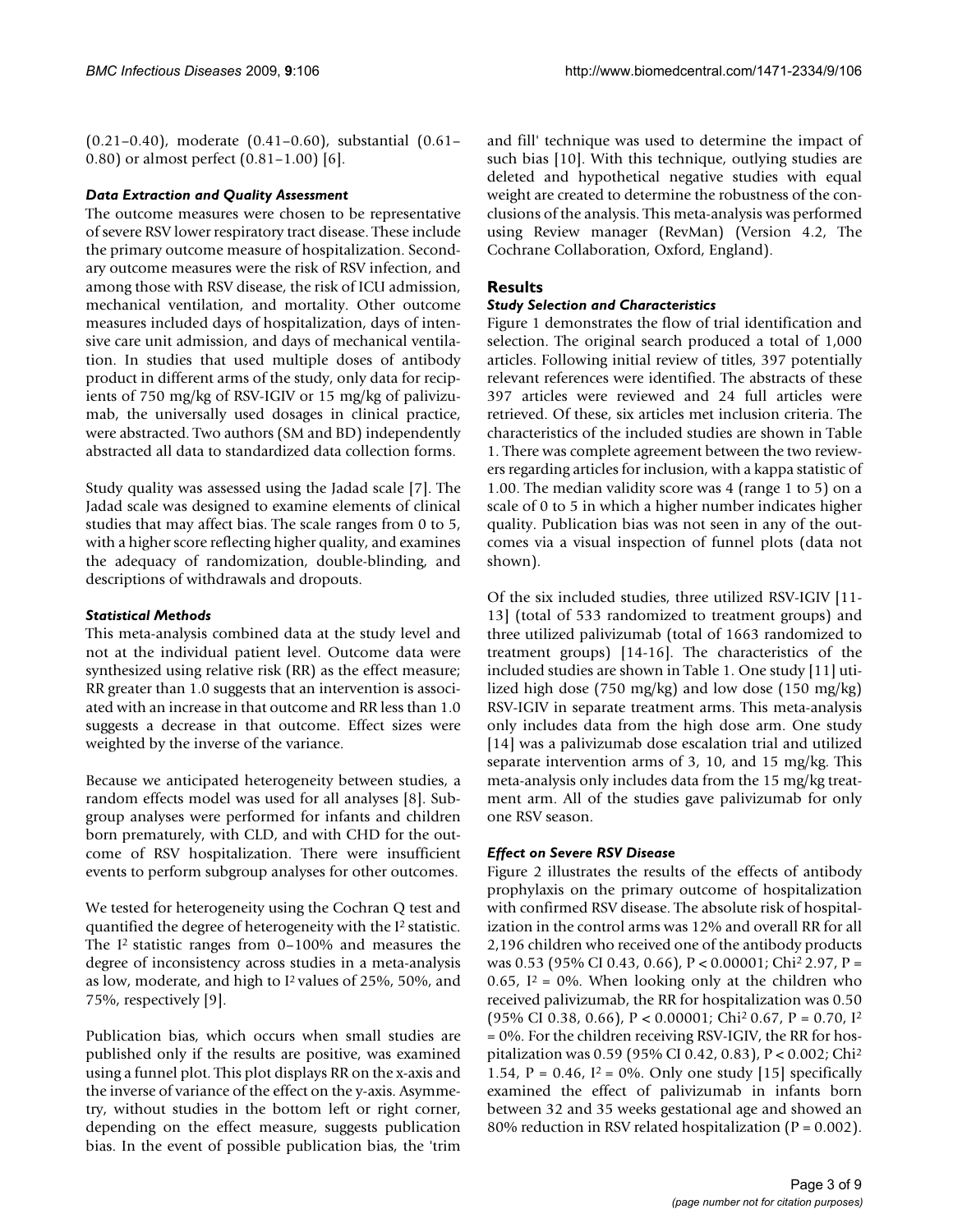(0.21–0.40), moderate (0.41–0.60), substantial (0.61–0.80) or almost perfect (0.81–1.00) [6].

### *Data Extraction and Quality Assessment*

The outcome measures were chosen to be representative of severe RSV lower respiratory tract disease. These include the primary outcome measure of hospitalization. Secondary outcome measures were the risk of RSV infection, and among those with RSV disease, the risk of ICU admission, mechanical ventilation, and mortality. Other outcome measures included days of hospitalization, days of intensive care unit admission, and days of mechanical ventilation. In studies that used multiple doses of antibody product in different arms of the study, only data for recipients of 750 mg/kg of RSV-IGIV or 15 mg/kg of palivizumab, the universally used dosages in clinical practice, were abstracted. Two authors (SM and BD) independently abstracted all data to standardized data collection forms.

Study quality was assessed using the Jadad scale [7]. The Jadad scale was designed to examine elements of clinical studies that may affect bias. The scale ranges from 0 to 5, with a higher score reflecting higher quality, and examines the adequacy of randomization, double-blinding, and descriptions of withdrawals and dropouts.

### *Statistical Methods*

This meta-analysis combined data at the study level and not at the individual patient level. Outcome data were synthesized using relative risk (RR) as the effect measure; RR greater than 1.0 suggests that an intervention is associated with an increase in that outcome and RR less than 1.0 suggests a decrease in that outcome. Effect sizes were weighted by the inverse of the variance.

Because we anticipated heterogeneity between studies, a random effects model was used for all analyses [8]. Subgroup analyses were performed for infants and children born prematurely, with CLD, and with CHD for the outcome of RSV hospitalization. There were insufficient events to perform subgroup analyses for other outcomes.

We tested for heterogeneity using the Cochran Q test and quantified the degree of heterogeneity with the $I^2$ statistic. The $I^2$ statistic ranges from 0–100% and measures the degree of inconsistency across studies in a meta-analysis as low, moderate, and high to $I^2$ values of 25%, 50%, and 75%, respectively [9].

Publication bias, which occurs when small studies are published only if the results are positive, was examined using a funnel plot. This plot displays RR on the x-axis and the inverse of variance of the effect on the y-axis. Asymmetry, without studies in the bottom left or right corner, depending on the effect measure, suggests publication bias. In the event of possible publication bias, the 'trim and fill' technique was used to determine the impact of such bias [10]. With this technique, outlying studies are deleted and hypothetical negative studies with equal weight are created to determine the robustness of the conclusions of the analysis. This meta-analysis was performed using Review manager (RevMan) (Version 4.2, The Cochrane Collaboration, Oxford, England).

## Results

### *Study Selection and Characteristics*

Figure 1 demonstrates the flow of trial identification and selection. The original search produced a total of 1,000 articles. Following initial review of titles, 397 potentially relevant references were identified. The abstracts of these 397 articles were reviewed and 24 full articles were retrieved. Of these, six articles met inclusion criteria. The characteristics of the included studies are shown in Table 1. There was complete agreement between the two reviewers regarding articles for inclusion, with a kappa statistic of 1.00. The median validity score was 4 (range 1 to 5) on a scale of 0 to 5 in which a higher number indicates higher quality. Publication bias was not seen in any of the outcomes via a visual inspection of funnel plots (data not shown).

Of the six included studies, three utilized RSV-IGIV [11-13] (total of 533 randomized to treatment groups) and three utilized palivizumab (total of 1663 randomized to treatment groups) [14-16]. The characteristics of the included studies are shown in Table 1. One study [11] utilized high dose (750 mg/kg) and low dose (150 mg/kg) RSV-IGIV in separate treatment arms. This meta-analysis only includes data from the high dose arm. One study [14] was a palivizumab dose escalation trial and utilized separate intervention arms of 3, 10, and 15 mg/kg. This meta-analysis only includes data from the 15 mg/kg treatment arm. All of the studies gave palivizumab for only one RSV season.

### *Effect on Severe RSV Disease*

Figure 2 illustrates the results of the effects of antibody prophylaxis on the primary outcome of hospitalization with confirmed RSV disease. The absolute risk of hospitalization in the control arms was 12% and overall RR for all 2,196 children who received one of the antibody products was 0.53 (95% CI 0.43, 0.66), $P < 0.00001$; $Chi^2$ 2.97, $P = 0.65$, $I^2 = 0\%$. When looking only at the children who received palivizumab, the RR for hospitalization was 0.50 (95% CI 0.38, 0.66), $P < 0.00001$; $Chi^2$ 0.67, $P = 0.70$, $I^2 = 0\%$. For the children receiving RSV-IGIV, the RR for hospitalization was 0.59 (95% CI 0.42, 0.83), $P < 0.002$; $Chi^2$ 1.54, $P = 0.46$, $I^2 = 0\%$. Only one study [15] specifically examined the effect of palivizumab in infants born between 32 and 35 weeks gestational age and showed an 80% reduction in RSV related hospitalization ($P = 0.002$).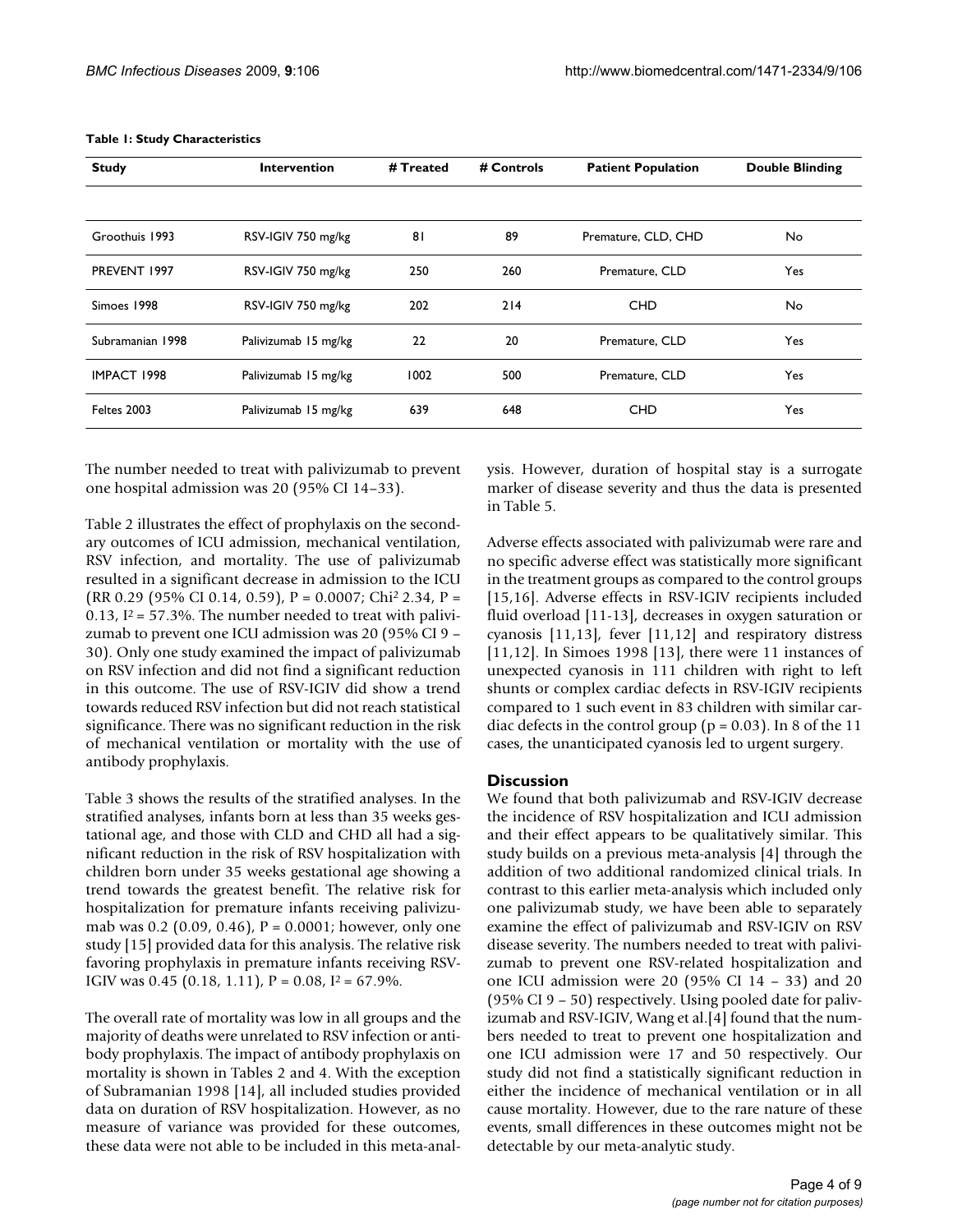**Table 1: Study Characteristics**

| Study | Intervention | # Treated | # Controls | Patient Population | Double Blinding |
|---|---|---|---|---|---|
| Groothuis 1993 | RSV-IGIV 750 mg/kg | 81 | 89 | Premature, CLD, CHD | No |
| PREVENT 1997 | RSV-IGIV 750 mg/kg | 250 | 260 | Premature, CLD | Yes |
| Simoes 1998 | RSV-IGIV 750 mg/kg | 202 | 214 | CHD | No |
| Subramanian 1998 | Palivizumab 15 mg/kg | 22 | 20 | Premature, CLD | Yes |
| IMPACT 1998 | Palivizumab 15 mg/kg | 1002 | 500 | Premature, CLD | Yes |
| Feltes 2003 | Palivizumab 15 mg/kg | 639 | 648 | CHD | Yes |

The number needed to treat with palivizumab to prevent one hospital admission was 20 (95% CI 14–33).

Table 2 illustrates the effect of prophylaxis on the secondary outcomes of ICU admission, mechanical ventilation, RSV infection, and mortality. The use of palivizumab resulted in a significant decrease in admission to the ICU (RR 0.29 (95% CI 0.14, 0.59), P = 0.0007; $Chi^2$ 2.34, P = 0.13, $I^2$ = 57.3%. The number needed to treat with palivizumab to prevent one ICU admission was 20 (95% CI 9 – 30). Only one study examined the impact of palivizumab on RSV infection and did not find a significant reduction in this outcome. The use of RSV-IGIV did show a trend towards reduced RSV infection but did not reach statistical significance. There was no significant reduction in the risk of mechanical ventilation or mortality with the use of antibody prophylaxis.

Table 3 shows the results of the stratified analyses. In the stratified analyses, infants born at less than 35 weeks gestational age, and those with CLD and CHD all had a significant reduction in the risk of RSV hospitalization with children born under 35 weeks gestational age showing a trend towards the greatest benefit. The relative risk for hospitalization for premature infants receiving palivizumab was 0.2 (0.09, 0.46), P = 0.0001; however, only one study [15] provided data for this analysis. The relative risk favoring prophylaxis in premature infants receiving RSV-IGIV was 0.45 (0.18, 1.11), P = 0.08, $I^2$ = 67.9%.

The overall rate of mortality was low in all groups and the majority of deaths were unrelated to RSV infection or antibody prophylaxis. The impact of antibody prophylaxis on mortality is shown in Tables 2 and 4. With the exception of Subramanian 1998 [14], all included studies provided data on duration of RSV hospitalization. However, as no measure of variance was provided for these outcomes, these data were not able to be included in this meta-analysis. However, duration of hospital stay is a surrogate marker of disease severity and thus the data is presented in Table 5.

Adverse effects associated with palivizumab were rare and no specific adverse effect was statistically more significant in the treatment groups as compared to the control groups [15,16]. Adverse effects in RSV-IGIV recipients included fluid overload [11-13], decreases in oxygen saturation or cyanosis [11,13], fever [11,12] and respiratory distress [11,12]. In Simoes 1998 [13], there were 11 instances of unexpected cyanosis in 111 children with right to left shunts or complex cardiac defects in RSV-IGIV recipients compared to 1 such event in 83 children with similar cardiac defects in the control group (p = 0.03). In 8 of the 11 cases, the unanticipated cyanosis led to urgent surgery.

## Discussion

We found that both palivizumab and RSV-IGIV decrease the incidence of RSV hospitalization and ICU admission and their effect appears to be qualitatively similar. This study builds on a previous meta-analysis [4] through the addition of two additional randomized clinical trials. In contrast to this earlier meta-analysis which included only one palivizumab study, we have been able to separately examine the effect of palivizumab and RSV-IGIV on RSV disease severity. The numbers needed to treat with palivizumab to prevent one RSV-related hospitalization and one ICU admission were 20 (95% CI 14 – 33) and 20 (95% CI 9 – 50) respectively. Using pooled date for palivizumab and RSV-IGIV, Wang et al.[4] found that the numbers needed to treat to prevent one hospitalization and one ICU admission were 17 and 50 respectively. Our study did not find a statistically significant reduction in either the incidence of mechanical ventilation or in all cause mortality. However, due to the rare nature of these events, small differences in these outcomes might not be detectable by our meta-analytic study.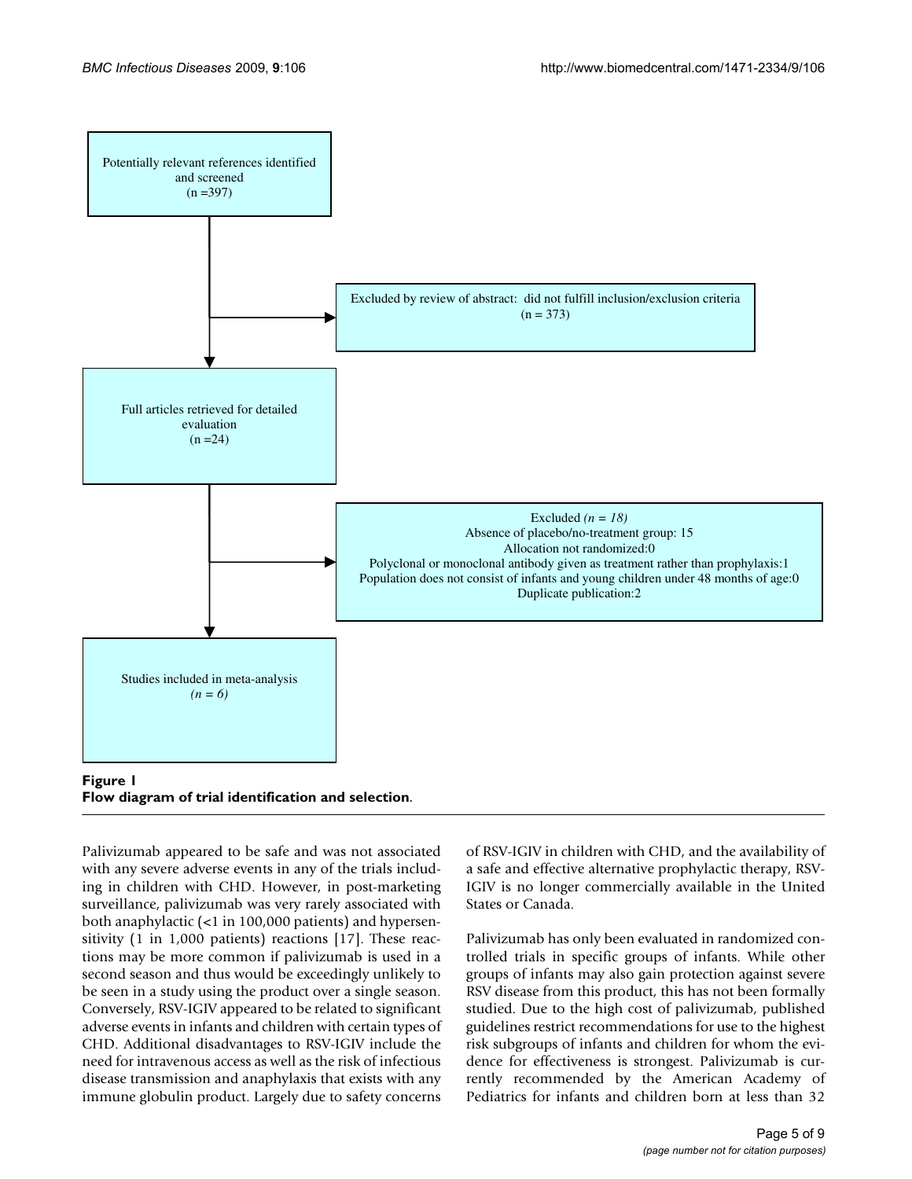Potentially relevant references identified and screened
(n =397)

Excluded by review of abstract: did not fulfill inclusion/exclusion criteria
(n = 373)

Full articles retrieved for detailed evaluation
(n =24)

Excluded *(n = 18)*
Absence of placebo/no-treatment group: 15
Allocation not randomized:0
Polyclonal or monoclonal antibody given as treatment rather than prophylaxis:1
Population does not consist of infants and young children under 48 months of age:0
Duplicate publication:2

Studies included in meta-analysis
*(n = 6)*

**Figure 1**
**Flow diagram of trial identification and selection**.

Palivizumab appeared to be safe and was not associated with any severe adverse events in any of the trials including in children with CHD. However, in post-marketing surveillance, palivizumab was very rarely associated with both anaphylactic (<1 in 100,000 patients) and hypersensitivity (1 in 1,000 patients) reactions [17]. These reactions may be more common if palivizumab is used in a second season and thus would be exceedingly unlikely to be seen in a study using the product over a single season. Conversely, RSV-IGIV appeared to be related to significant adverse events in infants and children with certain types of CHD. Additional disadvantages to RSV-IGIV include the need for intravenous access as well as the risk of infectious disease transmission and anaphylaxis that exists with any immune globulin product. Largely due to safety concerns of RSV-IGIV in children with CHD, and the availability of a safe and effective alternative prophylactic therapy, RSV-IGIV is no longer commercially available in the United States or Canada.

Palivizumab has only been evaluated in randomized controlled trials in specific groups of infants. While other groups of infants may also gain protection against severe RSV disease from this product, this has not been formally studied. Due to the high cost of palivizumab, published guidelines restrict recommendations for use to the highest risk subgroups of infants and children for whom the evidence for effectiveness is strongest. Palivizumab is currently recommended by the American Academy of Pediatrics for infants and children born at less than 32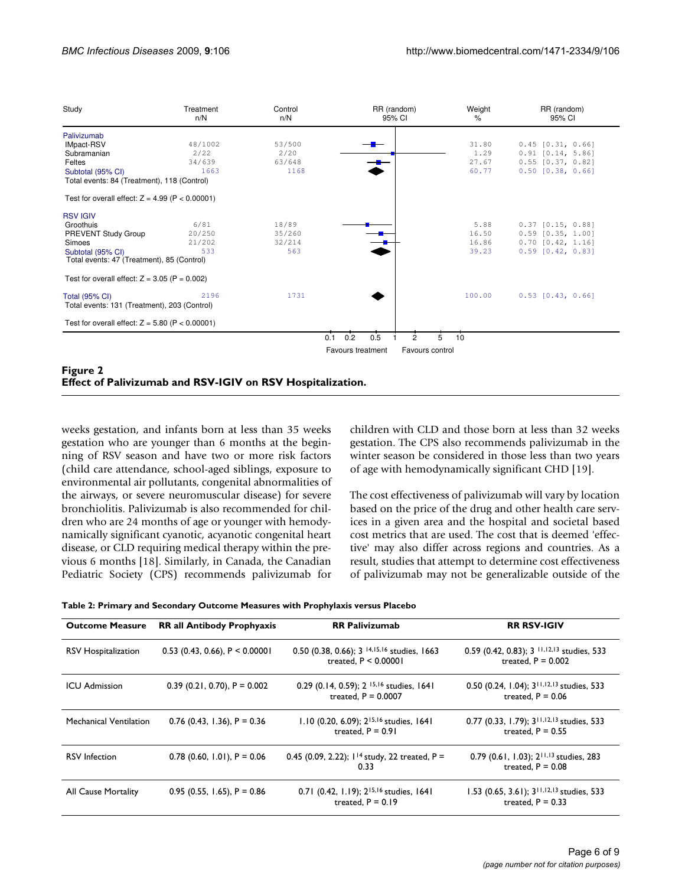| Study | Treatment n/N | Control n/N | RR (random) 95% CI | Weight % | RR (random) 95% CI |
|---|---|---|---|---|---|
| **Palivizumab** | | | | | |
| IMpact-RSV | 48/1002 | 53/500 | | 31.80 | 0.45 [0.31, 0.66] |
| Subramanian | 2/22 | 2/20 | | 1.29 | 0.91 [0.14, 5.86] |
| Feltes | 34/639 | 63/648 | | 27.67 | 0.55 [0.37, 0.82] |
| Subtotal (95% CI) | 1663 | 1168 | | 60.77 | 0.50 [0.38, 0.66] |
| Total events: 84 (Treatment), 118 (Control) | | | | | |
| Test for overall effect: Z = 4.99 (P < 0.00001) | | | | | |
| **RSV IGIV** | | | | | |
| Groothuis | 6/81 | 18/89 | | 5.88 | 0.37 [0.15, 0.88] |
| PREVENT Study Group | 20/250 | 35/260 | | 16.50 | 0.59 [0.35, 1.00] |
| Simoes | 21/202 | 32/214 | | 16.86 | 0.70 [0.42, 1.16] |
| Subtotal (95% CI) | 533 | 563 | | 39.23 | 0.59 [0.42, 0.83] |
| Total events: 47 (Treatment), 85 (Control) | | | | | |
| Test for overall effect: Z = 3.05 (P = 0.002) | | | | | |
| Total (95% CI) | 2196 | 1731 | | 100.00 | 0.53 [0.43, 0.66] |
| Total events: 131 (Treatment), 203 (Control) | | | | | |
| Test for overall effect: Z = 5.80 (P < 0.00001) | | | | | |

0.1 0.2 0.5 1 2 5 10

Favours treatment — Favours control

**Figure 2**
**Effect of Palivizumab and RSV-IGIV on RSV Hospitalization.**

weeks gestation, and infants born at less than 35 weeks gestation who are younger than 6 months at the beginning of RSV season and have two or more risk factors (child care attendance, school-aged siblings, exposure to environmental air pollutants, congenital abnormalities of the airways, or severe neuromuscular disease) for severe bronchiolitis. Palivizumab is also recommended for children who are 24 months of age or younger with hemodynamically significant cyanotic, acyanotic congenital heart disease, or CLD requiring medical therapy within the previous 6 months [18]. Similarly, in Canada, the Canadian Pediatric Society (CPS) recommends palivizumab for children with CLD and those born at less than 32 weeks gestation. The CPS also recommends palivizumab in the winter season be considered in those less than two years of age with hemodynamically significant CHD [19].

The cost effectiveness of palivizumab will vary by location based on the price of the drug and other health care services in a given area and the hospital and societal based cost metrics that are used. The cost that is deemed 'effective' may also differ across regions and countries. As a result, studies that attempt to determine cost effectiveness of palivizumab may not be generalizable outside of the

**Table 2: Primary and Secondary Outcome Measures with Prophylaxis versus Placebo**

| Outcome Measure | RR all Antibody Prophyaxis | RR Palivizumab | RR RSV-IGIV |
|---|---|---|---|
| RSV Hospitalization | 0.53 (0.43, 0.66), P < 0.00001 | 0.50 (0.38, 0.66); 3 [14,15,16] studies, 1663 treated, P < 0.00001 | 0.59 (0.42, 0.83); 3 [11,12,13] studies, 533 treated, P = 0.002 |
| ICU Admission | 0.39 (0.21, 0.70), P = 0.002 | 0.29 (0.14, 0.59); 2 [15,16] studies, 1641 treated, P = 0.0007 | 0.50 (0.24, 1.04); 3[11,12,13] studies, 533 treated, P = 0.06 |
| Mechanical Ventilation | 0.76 (0.43, 1.36), P = 0.36 | 1.10 (0.20, 6.09); 2[15,16] studies, 1641 treated, P = 0.91 | 0.77 (0.33, 1.79); 3[11,12,13] studies, 533 treated, P = 0.55 |
| RSV Infection | 0.78 (0.60, 1.01), P = 0.06 | 0.45 (0.09, 2.22); 1[14] study, 22 treated, P = 0.33 | 0.79 (0.61, 1.03); 2[11,13] studies, 283 treated, P = 0.08 |
| All Cause Mortality | 0.95 (0.55, 1.65), P = 0.86 | 0.71 (0.42, 1.19); 2[15,16] studies, 1641 treated, P = 0.19 | 1.53 (0.65, 3.61); 3[11,12,13] studies, 533 treated, P = 0.33 |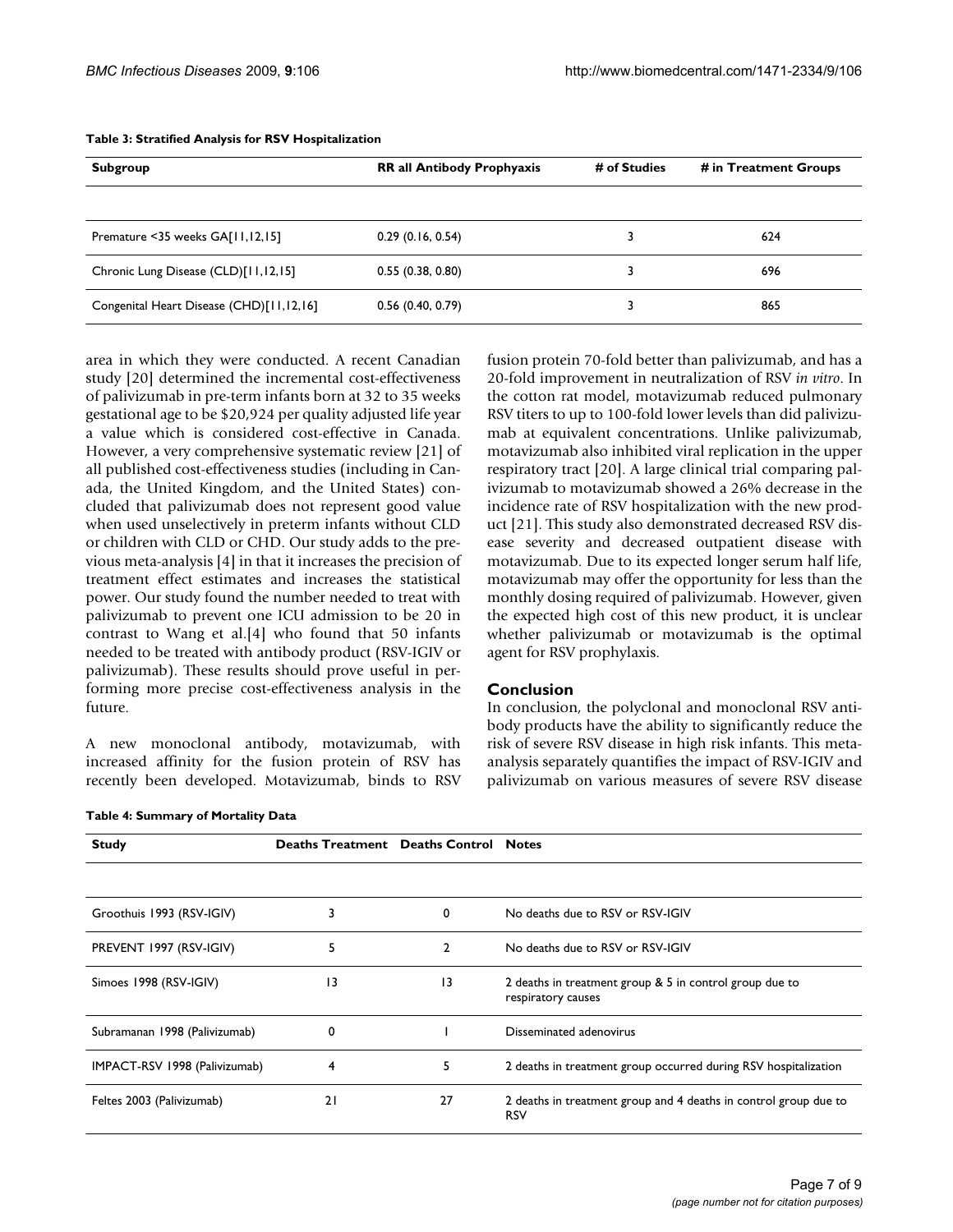**Table 3: Stratified Analysis for RSV Hospitalization**

| Subgroup | RR all Antibody Prophyaxis | # of Studies | # in Treatment Groups |
| --- | --- | --- | --- |
| Premature <35 weeks GA[11,12,15] | 0.29 (0.16, 0.54) | 3 | 624 |
| Chronic Lung Disease (CLD)[11,12,15] | 0.55 (0.38, 0.80) | 3 | 696 |
| Congenital Heart Disease (CHD)[11,12,16] | 0.56 (0.40, 0.79) | 3 | 865 |

area in which they were conducted. A recent Canadian study [20] determined the incremental cost-effectiveness of palivizumab in pre-term infants born at 32 to 35 weeks gestational age to be $20,924 per quality adjusted life year a value which is considered cost-effective in Canada. However, a very comprehensive systematic review [21] of all published cost-effectiveness studies (including in Canada, the United Kingdom, and the United States) concluded that palivizumab does not represent good value when used unselectively in preterm infants without CLD or children with CLD or CHD. Our study adds to the previous meta-analysis [4] in that it increases the precision of treatment effect estimates and increases the statistical power. Our study found the number needed to treat with palivizumab to prevent one ICU admission to be 20 in contrast to Wang et al.[4] who found that 50 infants needed to be treated with antibody product (RSV-IGIV or palivizumab). These results should prove useful in performing more precise cost-effectiveness analysis in the future.

A new monoclonal antibody, motavizumab, with increased affinity for the fusion protein of RSV has recently been developed. Motavizumab, binds to RSV fusion protein 70-fold better than palivizumab, and has a 20-fold improvement in neutralization of RSV *in vitro*. In the cotton rat model, motavizumab reduced pulmonary RSV titers to up to 100-fold lower levels than did palivizumab at equivalent concentrations. Unlike palivizumab, motavizumab also inhibited viral replication in the upper respiratory tract [20]. A large clinical trial comparing palivizumab to motavizumab showed a 26% decrease in the incidence rate of RSV hospitalization with the new product [21]. This study also demonstrated decreased RSV disease severity and decreased outpatient disease with motavizumab. Due to its expected longer serum half life, motavizumab may offer the opportunity for less than the monthly dosing required of palivizumab. However, given the expected high cost of this new product, it is unclear whether palivizumab or motavizumab is the optimal agent for RSV prophylaxis.

## Conclusion

In conclusion, the polyclonal and monoclonal RSV antibody products have the ability to significantly reduce the risk of severe RSV disease in high risk infants. This meta-analysis separately quantifies the impact of RSV-IGIV and palivizumab on various measures of severe RSV disease

**Table 4: Summary of Mortality Data**

| Study | Deaths Treatment | Deaths Control | Notes |
| --- | --- | --- | --- |
| Groothuis 1993 (RSV-IGIV) | 3 | 0 | No deaths due to RSV or RSV-IGIV |
| PREVENT 1997 (RSV-IGIV) | 5 | 2 | No deaths due to RSV or RSV-IGIV |
| Simoes 1998 (RSV-IGIV) | 13 | 13 | 2 deaths in treatment group & 5 in control group due to respiratory causes |
| Subramanan 1998 (Palivizumab) | 0 | 1 | Disseminated adenovirus |
| IMPACT-RSV 1998 (Palivizumab) | 4 | 5 | 2 deaths in treatment group occurred during RSV hospitalization |
| Feltes 2003 (Palivizumab) | 21 | 27 | 2 deaths in treatment group and 4 deaths in control group due to RSV |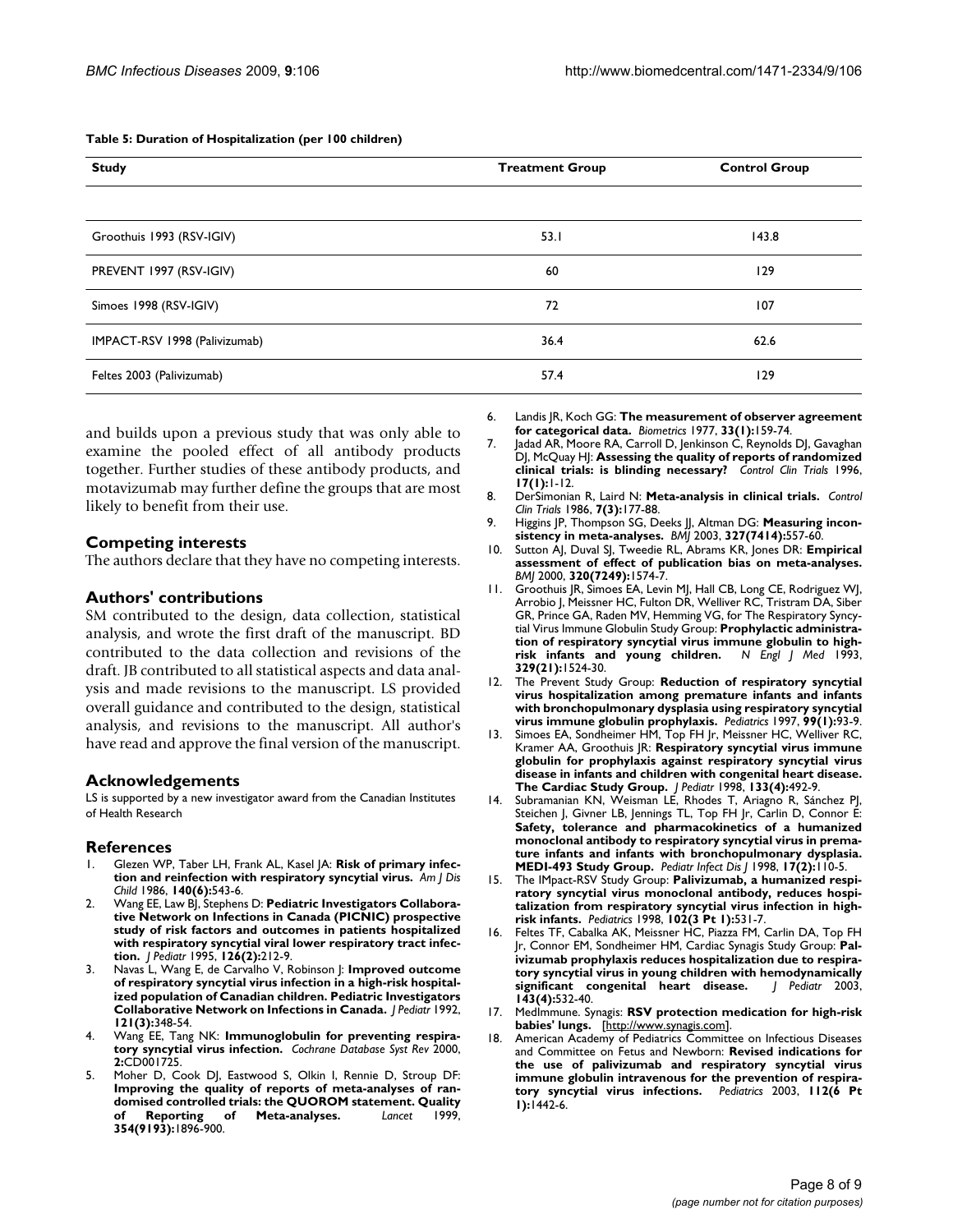**Table 5: Duration of Hospitalization (per 100 children)**

| Study | Treatment Group | Control Group |
| --- | --- | --- |
| Groothuis 1993 (RSV-IGIV) | 53.1 | 143.8 |
| PREVENT 1997 (RSV-IGIV) | 60 | 129 |
| Simoes 1998 (RSV-IGIV) | 72 | 107 |
| IMPACT-RSV 1998 (Palivizumab) | 36.4 | 62.6 |
| Feltes 2003 (Palivizumab) | 57.4 | 129 |

and builds upon a previous study that was only able to examine the pooled effect of all antibody products together. Further studies of these antibody products, and motavizumab may further define the groups that are most likely to benefit from their use.

## Competing interests

The authors declare that they have no competing interests.

## Authors' contributions

SM contributed to the design, data collection, statistical analysis, and wrote the first draft of the manuscript. BD contributed to the data collection and revisions of the draft. JB contributed to all statistical aspects and data analysis and made revisions to the manuscript. LS provided overall guidance and contributed to the design, statistical analysis, and revisions to the manuscript. All author's have read and approve the final version of the manuscript.

## Acknowledgements

LS is supported by a new investigator award from the Canadian Institutes of Health Research

## References

1. Glezen WP, Taber LH, Frank AL, Kasel JA: **Risk of primary infection and reinfection with respiratory syncytial virus.** *Am J Dis Child* 1986, **140(6):**543-6.
2. Wang EE, Law BJ, Stephens D: **Pediatric Investigators Collaborative Network on Infections in Canada (PICNIC) prospective study of risk factors and outcomes in patients hospitalized with respiratory syncytial viral lower respiratory tract infection.** *J Pediatr* 1995, **126(2):**212-9.
3. Navas L, Wang E, de Carvalho V, Robinson J: **Improved outcome of respiratory syncytial virus infection in a high-risk hospitalized population of Canadian children. Pediatric Investigators Collaborative Network on Infections in Canada.** *J Pediatr* 1992, **121(3):**348-54.
4. Wang EE, Tang NK: **Immunoglobulin for preventing respiratory syncytial virus infection.** *Cochrane Database Syst Rev* 2000, **2:**CD001725.
5. Moher D, Cook DJ, Eastwood S, Olkin I, Rennie D, Stroup DF: **Improving the quality of reports of meta-analyses of randomised controlled trials: the QUOROM statement. Quality of Reporting of Meta-analyses.** *Lancet* 1999, **354(9193):**1896-900.
6. Landis JR, Koch GG: **The measurement of observer agreement for categorical data.** *Biometrics* 1977, **33(1):**159-74.
7. Jadad AR, Moore RA, Carroll D, Jenkinson C, Reynolds DJ, Gavaghan DJ, McQuay HJ: **Assessing the quality of reports of randomized clinical trials: is blinding necessary?** *Control Clin Trials* 1996, **17(1):**1-12.
8. DerSimonian R, Laird N: **Meta-analysis in clinical trials.** *Control Clin Trials* 1986, **7(3):**177-88.
9. Higgins JP, Thompson SG, Deeks JJ, Altman DG: **Measuring inconsistency in meta-analyses.** *BMJ* 2003, **327(7414):**557-60.
10. Sutton AJ, Duval SJ, Tweedie RL, Abrams KR, Jones DR: **Empirical assessment of effect of publication bias on meta-analyses.** *BMJ* 2000, **320(7249):**1574-7.
11. Groothuis JR, Simoes EA, Levin MJ, Hall CB, Long CE, Rodriguez WJ, Arrobio J, Meissner HC, Fulton DR, Welliver RC, Tristram DA, Siber GR, Prince GA, Raden MV, Hemming VG, for The Respiratory Syncytial Virus Immune Globulin Study Group: **Prophylactic administration of respiratory syncytial virus immune globulin to high-risk infants and young children.** *N Engl J Med* 1993, **329(21):**1524-30.
12. The Prevent Study Group: **Reduction of respiratory syncytial virus hospitalization among premature infants and infants with bronchopulmonary dysplasia using respiratory syncytial virus immune globulin prophylaxis.** *Pediatrics* 1997, **99(1):**93-9.
13. Simoes EA, Sondheimer HM, Top FH Jr, Meissner HC, Welliver RC, Kramer AA, Groothuis JR: **Respiratory syncytial virus immune globulin for prophylaxis against respiratory syncytial virus disease in infants and children with congenital heart disease. The Cardiac Study Group.** *J Pediatr* 1998, **133(4):**492-9.
14. Subramanian KN, Weisman LE, Rhodes T, Ariagno R, Sánchez PJ, Steichen J, Givner LB, Jennings TL, Top FH Jr, Carlin D, Connor E: **Safety, tolerance and pharmacokinetics of a humanized monoclonal antibody to respiratory syncytial virus in premature infants and infants with bronchopulmonary dysplasia. MEDI-493 Study Group.** *Pediatr Infect Dis J* 1998, **17(2):**110-5.
15. The IMpact-RSV Study Group: **Palivizumab, a humanized respiratory syncytial virus monoclonal antibody, reduces hospitalization from respiratory syncytial virus infection in high-risk infants.** *Pediatrics* 1998, **102(3 Pt 1):**531-7.
16. Feltes TF, Cabalka AK, Meissner HC, Piazza FM, Carlin DA, Top FH Jr, Connor EM, Sondheimer HM, Cardiac Synagis Study Group: **Palivizumab prophylaxis reduces hospitalization due to respiratory syncytial virus in young children with hemodynamically significant congenital heart disease.** *J Pediatr* 2003, **143(4):**532-40.
17. MedImmune. Synagis: **RSV protection medication for high-risk babies' lungs.** [http://www.synagis.com].
18. American Academy of Pediatrics Committee on Infectious Diseases and Committee on Fetus and Newborn: **Revised indications for the use of palivizumab and respiratory syncytial virus immune globulin intravenous for the prevention of respiratory syncytial virus infections.** *Pediatrics* 2003, **112(6 Pt 1):**1442-6.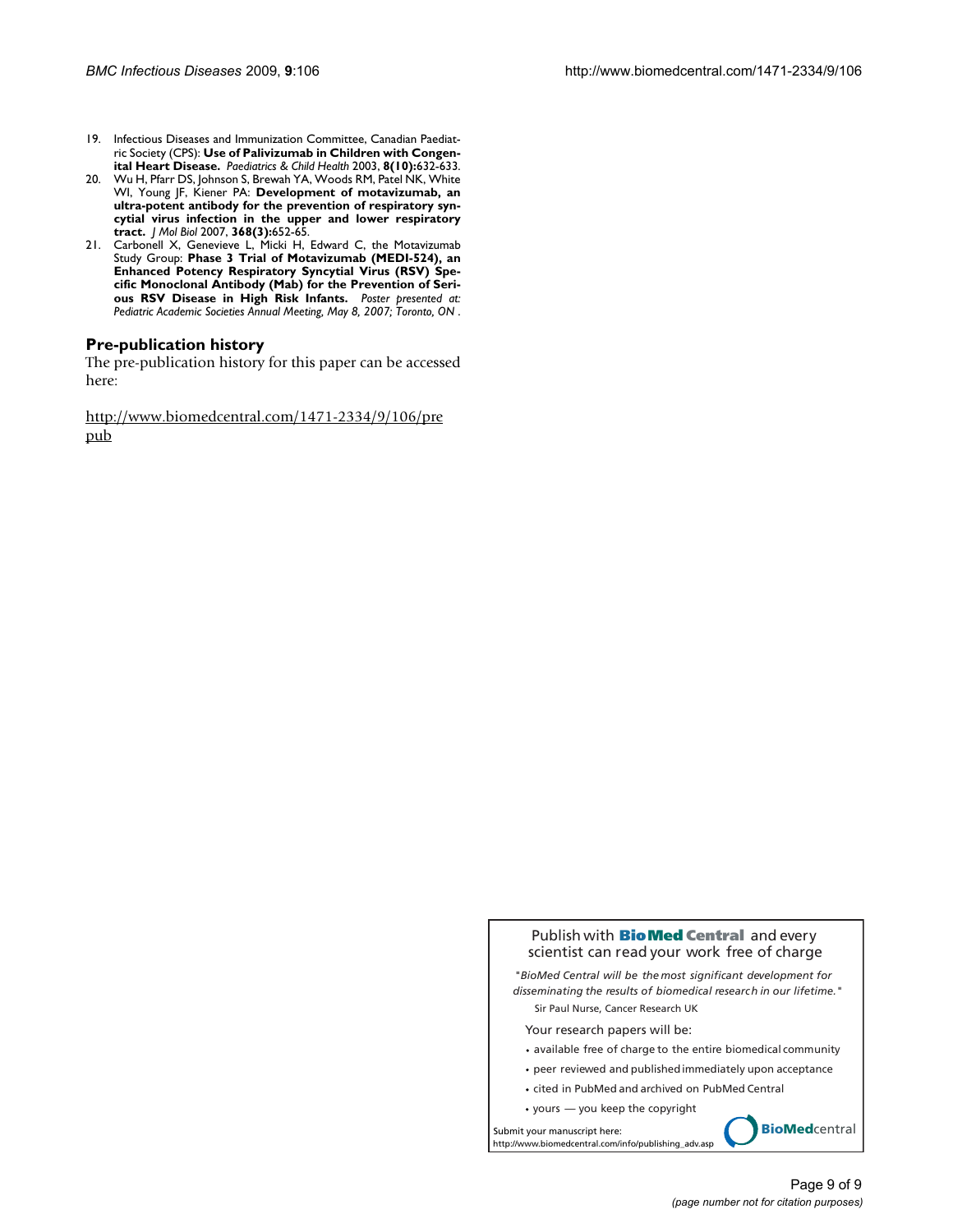19. Infectious Diseases and Immunization Committee, Canadian Paediatric Society (CPS): **Use of Palivizumab in Children with Congenital Heart Disease.** *Paediatrics & Child Health* 2003, **8(10):**632-633.
20. Wu H, Pfarr DS, Johnson S, Brewah YA, Woods RM, Patel NK, White WI, Young JF, Kiener PA: **Development of motavizumab, an ultra-potent antibody for the prevention of respiratory syncytial virus infection in the upper and lower respiratory tract.** *J Mol Biol* 2007, **368(3):**652-65.
21. Carbonell X, Genevieve L, Micki H, Edward C, the Motavizumab Study Group: **Phase 3 Trial of Motavizumab (MEDI-524), an Enhanced Potency Respiratory Syncytial Virus (RSV) Specific Monoclonal Antibody (Mab) for the Prevention of Serious RSV Disease in High Risk Infants.** *Poster presented at: Pediatric Academic Societies Annual Meeting, May 8, 2007; Toronto, ON*.

## Pre-publication history

The pre-publication history for this paper can be accessed here:

http://www.biomedcentral.com/1471-2334/9/106/prepub

Publish with **BioMed Central** and every scientist can read your work free of charge

*"BioMed Central will be the most significant development for disseminating the results of biomedical research in our lifetime."*

Sir Paul Nurse, Cancer Research UK

Your research papers will be:

- available free of charge to the entire biomedical community
- peer reviewed and published immediately upon acceptance
- cited in PubMed and archived on PubMed Central
- yours — you keep the copyright

Submit your manuscript here:
http://www.biomedcentral.com/info/publishing_adv.asp

**BioMed**central